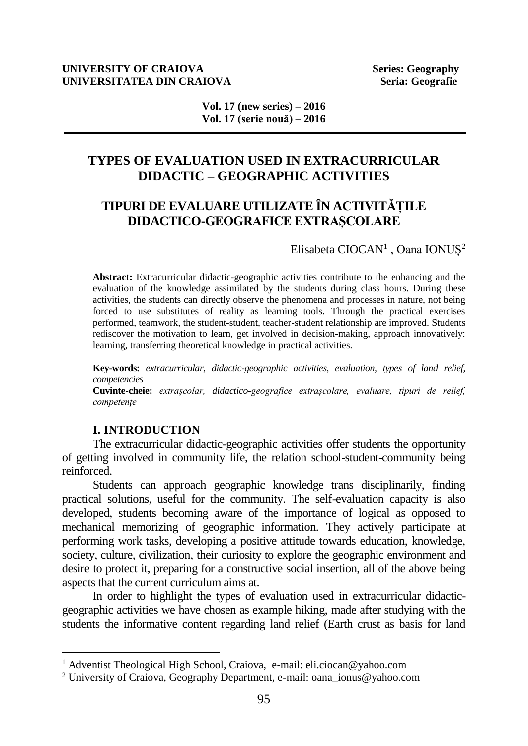# TYPES OF EVALUATION USED IN EXTRACURRICULAR DIDACTIC – GEOGRAPHIC ACTIVITIES

# TIPURI DE EVALUARE UTILIZATE ÎN ACTIVITĂȚILE DIDACTICO-GEOGRAFICE EXTRAȘCOLARE

Elisabeta CIOCAN[1] , Oana IONUȘ[2]

**Abstract:** Extracurricular didactic-geographic activities contribute to the enhancing and the evaluation of the knowledge assimilated by the students during class hours. During these activities, the students can directly observe the phenomena and processes in nature, not being forced to use substitutes of reality as learning tools. Through the practical exercises performed, teamwork, the student-student, teacher-student relationship are improved. Students rediscover the motivation to learn, get involved in decision-making, approach innovatively: learning, transferring theoretical knowledge in practical activities.

**Key-words:** *extracurricular, didactic-geographic activities, evaluation, types of land relief, competencies*

**Cuvinte-cheie:** *extrașcolar, didactico-geografice extrașcolare, evaluare, tipuri de relief, competențe*

## I. INTRODUCTION

The extracurricular didactic-geographic activities offer students the opportunity of getting involved in community life, the relation school-student-community being reinforced.

Students can approach geographic knowledge trans disciplinarily, finding practical solutions, useful for the community. The self-evaluation capacity is also developed, students becoming aware of the importance of logical as opposed to mechanical memorizing of geographic information. They actively participate at performing work tasks, developing a positive attitude towards education, knowledge, society, culture, civilization, their curiosity to explore the geographic environment and desire to protect it, preparing for a constructive social insertion, all of the above being aspects that the current curriculum aims at.

In order to highlight the types of evaluation used in extracurricular didactic-geographic activities we have chosen as example hiking, made after studying with the students the informative content regarding land relief (Earth crust as basis for land

---

[1] Adventist Theological High School, Craiova, e-mail: eli.ciocan@yahoo.com

[2] University of Craiova, Geography Department, e-mail: oana_ionus@yahoo.com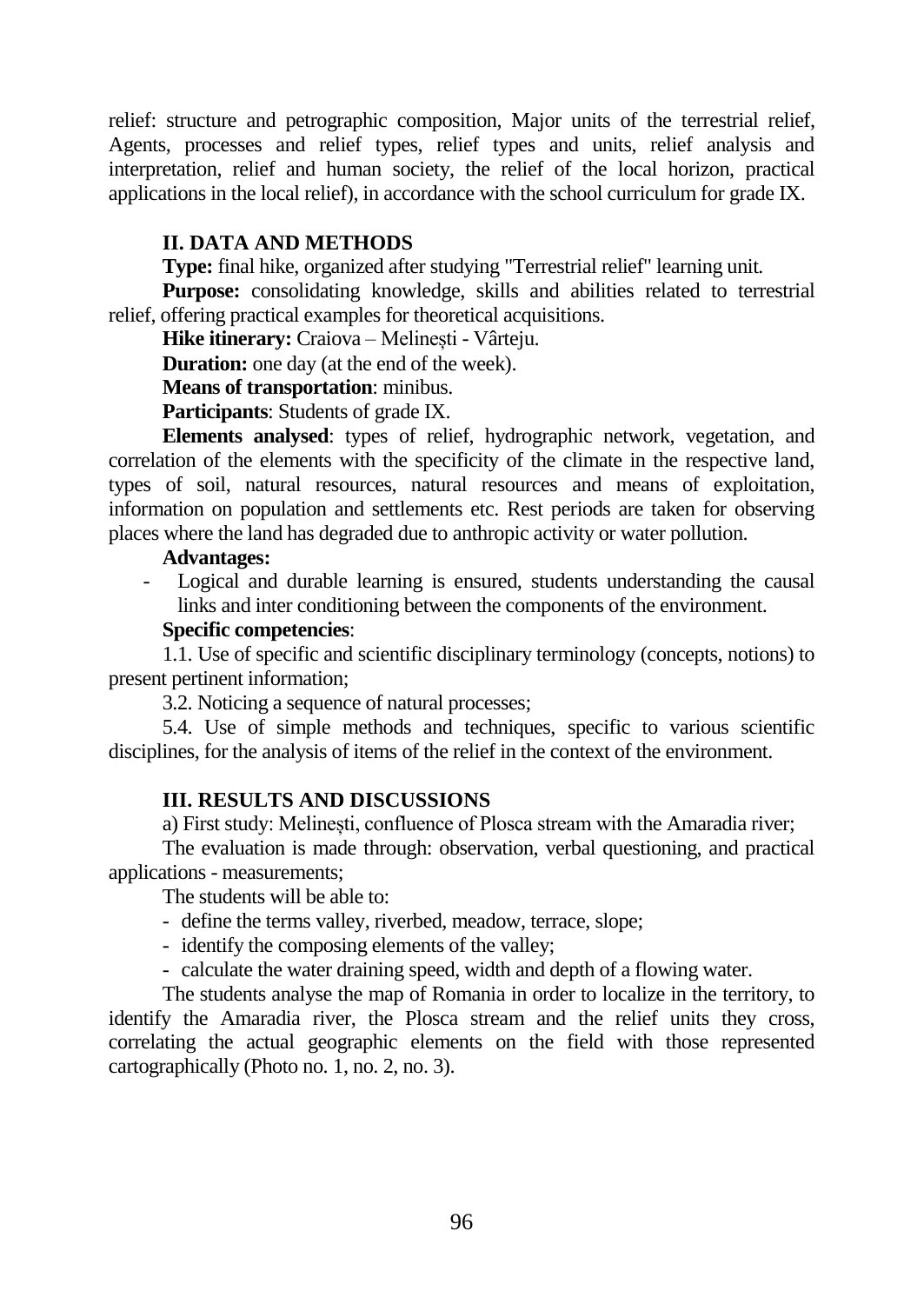relief: structure and petrographic composition, Major units of the terrestrial relief, Agents, processes and relief types, relief types and units, relief analysis and interpretation, relief and human society, the relief of the local horizon, practical applications in the local relief), in accordance with the school curriculum for grade IX.

## II. DATA AND METHODS

**Type:** final hike, organized after studying "Terrestrial relief" learning unit.

**Purpose:** consolidating knowledge, skills and abilities related to terrestrial relief, offering practical examples for theoretical acquisitions.

**Hike itinerary:** Craiova – Melinești - Vârteju.

**Duration:** one day (at the end of the week).

**Means of transportation**: minibus.

**Participants**: Students of grade IX.

**Elements analysed**: types of relief, hydrographic network, vegetation, and correlation of the elements with the specificity of the climate in the respective land, types of soil, natural resources, natural resources and means of exploitation, information on population and settlements etc. Rest periods are taken for observing places where the land has degraded due to anthropic activity or water pollution.

**Advantages:**

- Logical and durable learning is ensured, students understanding the causal links and inter conditioning between the components of the environment.

**Specific competencies**:

1.1. Use of specific and scientific disciplinary terminology (concepts, notions) to present pertinent information;

3.2. Noticing a sequence of natural processes;

5.4. Use of simple methods and techniques, specific to various scientific disciplines, for the analysis of items of the relief in the context of the environment.

## III. RESULTS AND DISCUSSIONS

a) First study: Melinești, confluence of Plosca stream with the Amaradia river;

The evaluation is made through: observation, verbal questioning, and practical applications - measurements;

The students will be able to:

- define the terms valley, riverbed, meadow, terrace, slope;
- identify the composing elements of the valley;
- calculate the water draining speed, width and depth of a flowing water.

The students analyse the map of Romania in order to localize in the territory, to identify the Amaradia river, the Plosca stream and the relief units they cross, correlating the actual geographic elements on the field with those represented cartographically (Photo no. 1, no. 2, no. 3).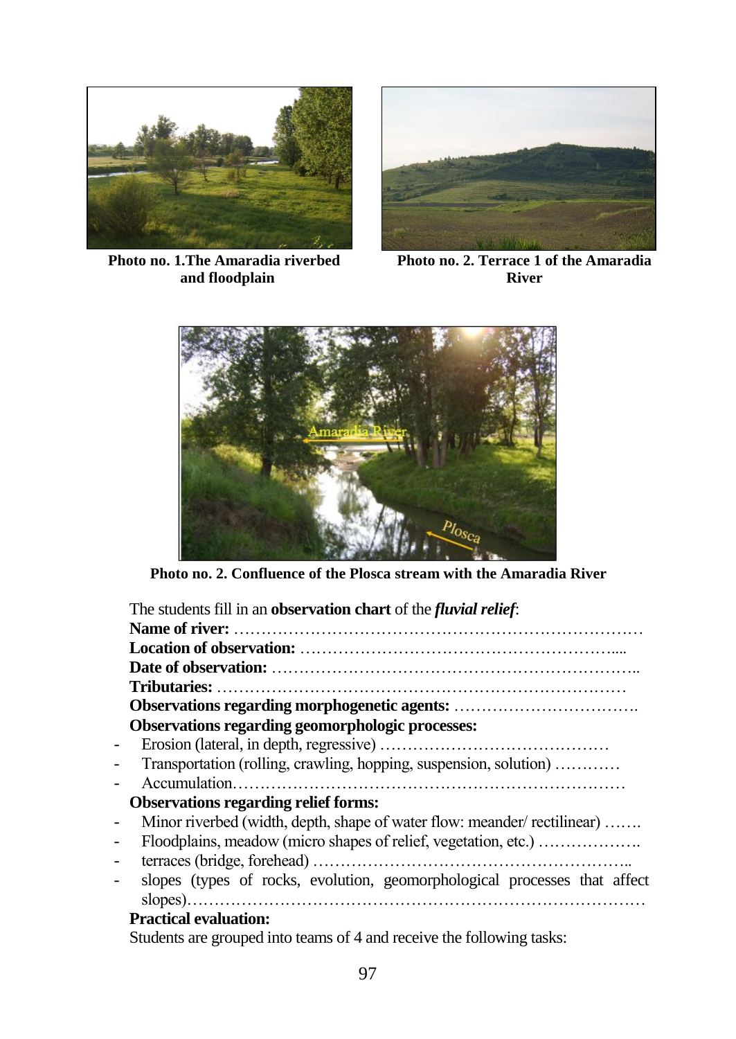**Photo no. 1.The Amaradia riverbed and floodplain**

**Photo no. 2. Terrace 1 of the Amaradia River**

**Photo no. 2. Confluence of the Plosca stream with the Amaradia River**

The students fill in an **observation chart** of the ***fluvial relief***:

**Name of river:** …………………………………………………………………

**Location of observation:** …………………………………………………....

**Date of observation:** ………………………………………………………..

**Tributaries:** ………………………………………………………………

**Observations regarding morphogenetic agents:** …………………………….

**Observations regarding geomorphologic processes:**

- Erosion (lateral, in depth, regressive) ……………………………………
- Transportation (rolling, crawling, hopping, suspension, solution) …………
- Accumulation………………………………………………………………

**Observations regarding relief forms:**

- Minor riverbed (width, depth, shape of water flow: meander/ rectilinear) …….
- Floodplains, meadow (micro shapes of relief, vegetation, etc.) ……………….
- terraces (bridge, forehead) ………………………………………………..
- slopes (types of rocks, evolution, geomorphological processes that affect slopes)……………………………………………………………………

**Practical evaluation:**

Students are grouped into teams of 4 and receive the following tasks: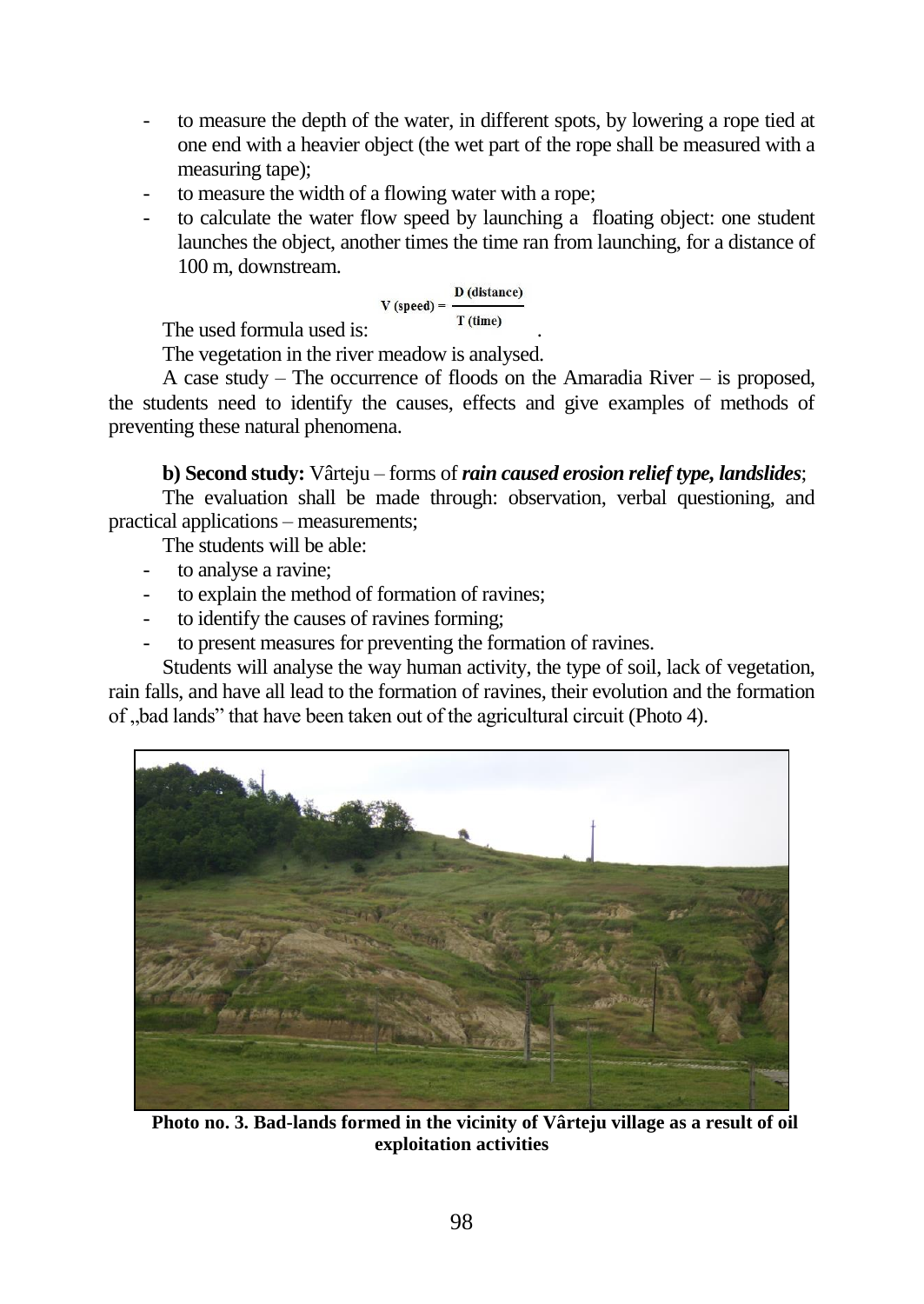- to measure the depth of the water, in different spots, by lowering a rope tied at one end with a heavier object (the wet part of the rope shall be measured with a measuring tape);
- to measure the width of a flowing water with a rope;
- to calculate the water flow speed by launching a floating object: one student launches the object, another times the time ran from launching, for a distance of 100 m, downstream.

The used formula used is: $V\ (\text{speed}) = \frac{D\ (\text{distance})}{T\ (\text{time})}$.

The vegetation in the river meadow is analysed.

A case study – The occurrence of floods on the Amaradia River – is proposed, the students need to identify the causes, effects and give examples of methods of preventing these natural phenomena.

**b) Second study:** Vârteju – forms of ***rain caused erosion relief type, landslides***;

The evaluation shall be made through: observation, verbal questioning, and practical applications – measurements;

The students will be able:

- to analyse a ravine;
- to explain the method of formation of ravines;
- to identify the causes of ravines forming;
- to present measures for preventing the formation of ravines.

Students will analyse the way human activity, the type of soil, lack of vegetation, rain falls, and have all lead to the formation of ravines, their evolution and the formation of „bad lands" that have been taken out of the agricultural circuit (Photo 4).

**Photo no. 3. Bad-lands formed in the vicinity of Vârteju village as a result of oil exploitation activities**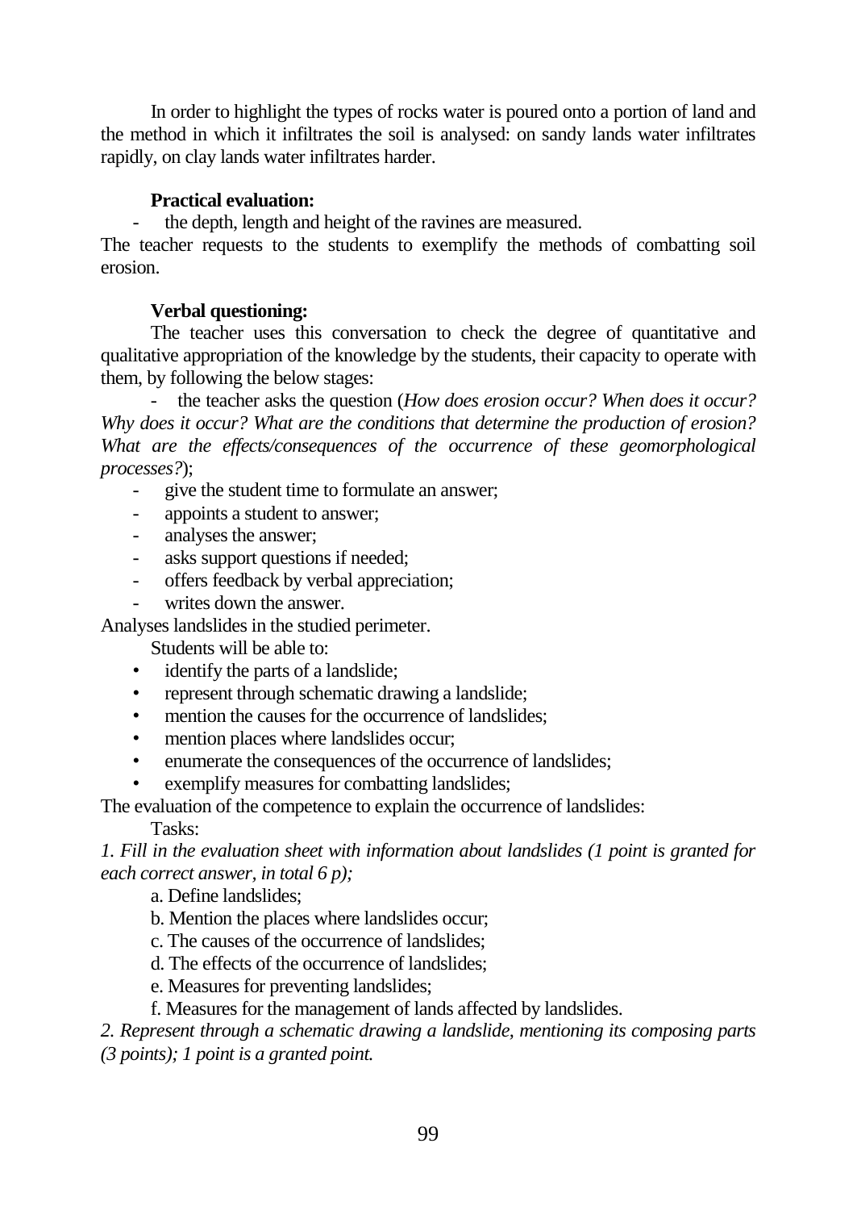In order to highlight the types of rocks water is poured onto a portion of land and the method in which it infiltrates the soil is analysed: on sandy lands water infiltrates rapidly, on clay lands water infiltrates harder.

**Practical evaluation:**

- the depth, length and height of the ravines are measured.

The teacher requests to the students to exemplify the methods of combatting soil erosion.

**Verbal questioning:**

The teacher uses this conversation to check the degree of quantitative and qualitative appropriation of the knowledge by the students, their capacity to operate with them, by following the below stages:

- the teacher asks the question (*How does erosion occur? When does it occur? Why does it occur? What are the conditions that determine the production of erosion? What are the effects/consequences of the occurrence of these geomorphological processes?*);
- give the student time to formulate an answer;
- appoints a student to answer;
- analyses the answer;
- asks support questions if needed;
- offers feedback by verbal appreciation;
- writes down the answer.

Analyses landslides in the studied perimeter.

Students will be able to:

- identify the parts of a landslide;
- represent through schematic drawing a landslide;
- mention the causes for the occurrence of landslides;
- mention places where landslides occur;
- enumerate the consequences of the occurrence of landslides;
- exemplify measures for combatting landslides;

The evaluation of the competence to explain the occurrence of landslides:

Tasks:

*1. Fill in the evaluation sheet with information about landslides (1 point is granted for each correct answer, in total 6 p);*

a. Define landslides;

b. Mention the places where landslides occur;

c. The causes of the occurrence of landslides;

d. The effects of the occurrence of landslides;

e. Measures for preventing landslides;

f. Measures for the management of lands affected by landslides.

*2. Represent through a schematic drawing a landslide, mentioning its composing parts (3 points); 1 point is a granted point.*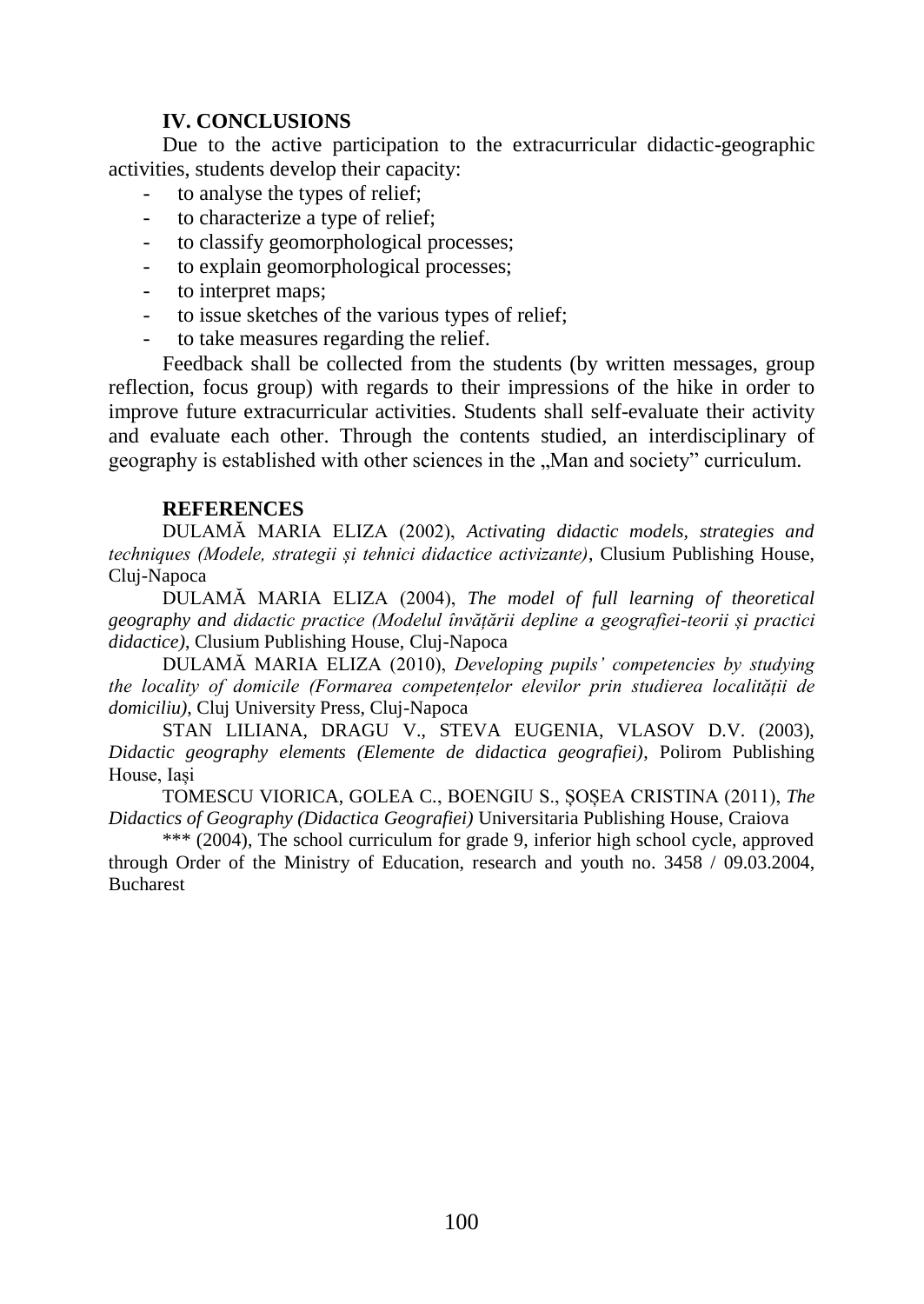## IV. CONCLUSIONS

Due to the active participation to the extracurricular didactic-geographic activities, students develop their capacity:

- to analyse the types of relief;
- to characterize a type of relief;
- to classify geomorphological processes;
- to explain geomorphological processes;
- to interpret maps;
- to issue sketches of the various types of relief;
- to take measures regarding the relief.

Feedback shall be collected from the students (by written messages, group reflection, focus group) with regards to their impressions of the hike in order to improve future extracurricular activities. Students shall self-evaluate their activity and evaluate each other. Through the contents studied, an interdisciplinary of geography is established with other sciences in the „Man and society" curriculum.

## REFERENCES

DULAMĂ MARIA ELIZA (2002), *Activating didactic models, strategies and techniques (Modele, strategii și tehnici didactice activizante)*, Clusium Publishing House, Cluj-Napoca

DULAMĂ MARIA ELIZA (2004), *The model of full learning of theoretical geography and didactic practice (Modelul învățării depline a geografiei-teorii și practici didactice)*, Clusium Publishing House, Cluj-Napoca

DULAMĂ MARIA ELIZA (2010), *Developing pupils' competencies by studying the locality of domicile (Formarea competențelor elevilor prin studierea localității de domiciliu)*, Cluj University Press, Cluj-Napoca

STAN LILIANA, DRAGU V., STEVA EUGENIA, VLASOV D.V. (2003), *Didactic geography elements (Elemente de didactica geografiei)*, Polirom Publishing House, Iași

TOMESCU VIORICA, GOLEA C., BOENGIU S., ȘOȘEA CRISTINA (2011), *The Didactics of Geography (Didactica Geografiei)* Universitaria Publishing House, Craiova

*** (2004), The school curriculum for grade 9, inferior high school cycle, approved through Order of the Ministry of Education, research and youth no. 3458 / 09.03.2004, Bucharest